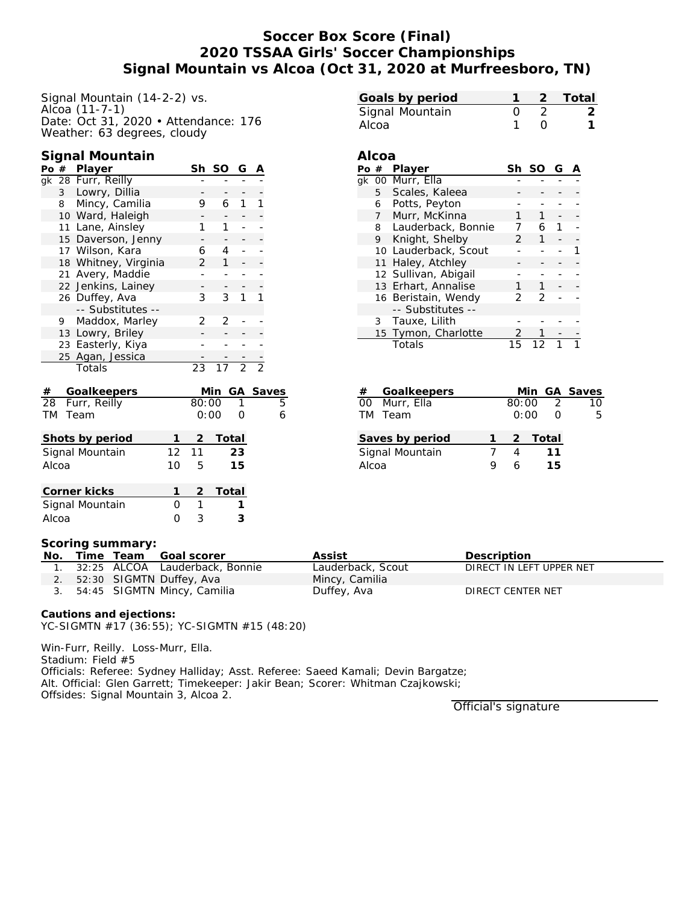# Soccer Box Score (Final)
## 2020 TSSAA Girls' Soccer Championships
## Signal Mountain vs Alcoa (Oct 31, 2020 at Murfreesboro, TN)

Signal Mountain (14-2-2) vs.
Alcoa (11-7-1)
Date: Oct 31, 2020 • Attendance: 176
Weather: 63 degrees, cloudy

| Goals by period | 1 | 2 | Total |
|---|---|---|---|
| Signal Mountain | 0 | 2 | 2 |
| Alcoa | 1 | 0 | 1 |

### Signal Mountain

| Po | # | Player | Sh | SO | G | A |
|---|---|---|---|---|---|---|
| gk | 28 | Furr, Reilly | - | - | - | - |
| | 3 | Lowry, Dillia | - | - | - | - |
| | 8 | Mincy, Camilia | 9 | 6 | 1 | 1 |
| | 10 | Ward, Haleigh | - | - | - | - |
| | 11 | Lane, Ainsley | 1 | 1 | - | - |
| | 15 | Daverson, Jenny | - | - | - | - |
| | 17 | Wilson, Kara | 6 | 4 | - | - |
| | 18 | Whitney, Virginia | 2 | 1 | - | - |
| | 21 | Avery, Maddie | - | - | - | - |
| | 22 | Jenkins, Lainey | - | - | - | - |
| | 26 | Duffey, Ava | 3 | 3 | 1 | 1 |
| | | -- Substitutes -- | | | | |
| | 9 | Maddox, Marley | 2 | 2 | - | - |
| | 13 | Lowry, Briley | - | - | - | - |
| | 23 | Easterly, Kiya | - | - | - | - |
| | 25 | Agan, Jessica | - | - | - | - |
| | | Totals | 23 | 17 | 2 | 2 |

### Alcoa

| Po | # | Player | Sh | SO | G | A |
|---|---|---|---|---|---|---|
| gk | 00 | Murr, Ella | - | - | - | - |
| | 5 | Scales, Kaleea | - | - | - | - |
| | 6 | Potts, Peyton | - | - | - | - |
| | 7 | Murr, McKinna | 1 | 1 | - | - |
| | 8 | Lauderback, Bonnie | 7 | 6 | 1 | - |
| | 9 | Knight, Shelby | 2 | 1 | - | - |
| | 10 | Lauderback, Scout | - | - | - | 1 |
| | 11 | Haley, Atchley | - | - | - | - |
| | 12 | Sullivan, Abigail | - | - | - | - |
| | 13 | Erhart, Annalise | 1 | 1 | - | - |
| | 16 | Beristain, Wendy | 2 | 2 | - | - |
| | | -- Substitutes -- | | | | |
| | 3 | Tauxe, Lilith | - | - | - | - |
| | 15 | Tymon, Charlotte | 2 | 1 | - | - |
| | | Totals | 15 | 12 | 1 | 1 |

| # | Goalkeepers | Min | GA | Saves |
|---|---|---|---|---|
| 28 | Furr, Reilly | 80:00 | 1 | 5 |
| TM | Team | 0:00 | 0 | 6 |

| # | Goalkeepers | Min | GA | Saves |
|---|---|---|---|---|
| 00 | Murr, Ella | 80:00 | 2 | 10 |
| TM | Team | 0:00 | 0 | 5 |

| Shots by period | 1 | 2 | Total |
|---|---|---|---|
| Signal Mountain | 12 | 11 | 23 |
| Alcoa | 10 | 5 | 15 |

| Saves by period | 1 | 2 | Total |
|---|---|---|---|
| Signal Mountain | 7 | 4 | 11 |
| Alcoa | 9 | 6 | 15 |

| Corner kicks | 1 | 2 | Total |
|---|---|---|---|
| Signal Mountain | 0 | 1 | 1 |
| Alcoa | 0 | 3 | 3 |

**Scoring summary:**

| No. | Time | Team | Goal scorer | Assist | Description |
|---|---|---|---|---|---|
| 1. | 32:25 | ALCOA | Lauderback, Bonnie | Lauderback, Scout | DIRECT IN LEFT UPPER NET |
| 2. | 52:30 | SIGMTN | Duffey, Ava | Mincy, Camilia | |
| 3. | 54:45 | SIGMTN | Mincy, Camilia | Duffey, Ava | DIRECT CENTER NET |

**Cautions and ejections:**
YC-SIGMTN #17 (36:55); YC-SIGMTN #15 (48:20)

Win-Furr, Reilly. Loss-Murr, Ella.
Stadium: Field #5
Officials: Referee: Sydney Halliday; Asst. Referee: Saeed Kamali; Devin Bargatze;
Alt. Official: Glen Garrett; Timekeeper: Jakir Bean; Scorer: Whitman Czajkowski;
Offsides: Signal Mountain 3, Alcoa 2.

Official's signature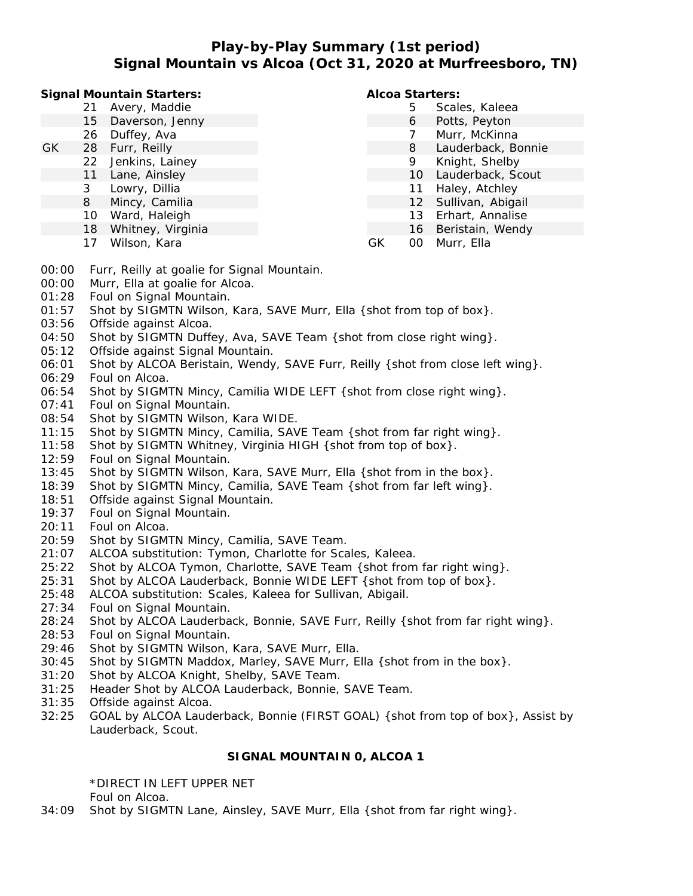# Play-by-Play Summary (1st period)
## Signal Mountain vs Alcoa (Oct 31, 2020 at Murfreesboro, TN)

**Signal Mountain Starters:**

| | | |
|---|---|---|
| | 21 | Avery, Maddie |
| | 15 | Daverson, Jenny |
| | 26 | Duffey, Ava |
| GK | 28 | Furr, Reilly |
| | 22 | Jenkins, Lainey |
| | 11 | Lane, Ainsley |
| | 3 | Lowry, Dillia |
| | 8 | Mincy, Camilia |
| | 10 | Ward, Haleigh |
| | 18 | Whitney, Virginia |
| | 17 | Wilson, Kara |

**Alcoa Starters:**

| | | |
|---|---|---|
| | 5 | Scales, Kaleea |
| | 6 | Potts, Peyton |
| | 7 | Murr, McKinna |
| | 8 | Lauderback, Bonnie |
| | 9 | Knight, Shelby |
| | 10 | Lauderback, Scout |
| | 11 | Haley, Atchley |
| | 12 | Sullivan, Abigail |
| | 13 | Erhart, Annalise |
| | 16 | Beristain, Wendy |
| GK | 00 | Murr, Ella |

00:00 Furr, Reilly at goalie for Signal Mountain.
00:00 Murr, Ella at goalie for Alcoa.
01:28 Foul on Signal Mountain.
01:57 Shot by SIGMTN Wilson, Kara, SAVE Murr, Ella {shot from top of box}.
03:56 Offside against Alcoa.
04:50 Shot by SIGMTN Duffey, Ava, SAVE Team {shot from close right wing}.
05:12 Offside against Signal Mountain.
06:01 Shot by ALCOA Beristain, Wendy, SAVE Furr, Reilly {shot from close left wing}.
06:29 Foul on Alcoa.
06:54 Shot by SIGMTN Mincy, Camilia WIDE LEFT {shot from close right wing}.
07:41 Foul on Signal Mountain.
08:54 Shot by SIGMTN Wilson, Kara WIDE.
11:15 Shot by SIGMTN Mincy, Camilia, SAVE Team {shot from far right wing}.
11:58 Shot by SIGMTN Whitney, Virginia HIGH {shot from top of box}.
12:59 Foul on Signal Mountain.
13:45 Shot by SIGMTN Wilson, Kara, SAVE Murr, Ella {shot from in the box}.
18:39 Shot by SIGMTN Mincy, Camilia, SAVE Team {shot from far left wing}.
18:51 Offside against Signal Mountain.
19:37 Foul on Signal Mountain.
20:11 Foul on Alcoa.
20:59 Shot by SIGMTN Mincy, Camilia, SAVE Team.
21:07 ALCOA substitution: Tymon, Charlotte for Scales, Kaleea.
25:22 Shot by ALCOA Tymon, Charlotte, SAVE Team {shot from far right wing}.
25:31 Shot by ALCOA Lauderback, Bonnie WIDE LEFT {shot from top of box}.
25:48 ALCOA substitution: Scales, Kaleea for Sullivan, Abigail.
27:34 Foul on Signal Mountain.
28:24 Shot by ALCOA Lauderback, Bonnie, SAVE Furr, Reilly {shot from far right wing}.
28:53 Foul on Signal Mountain.
29:46 Shot by SIGMTN Wilson, Kara, SAVE Murr, Ella.
30:45 Shot by SIGMTN Maddox, Marley, SAVE Murr, Ella {shot from in the box}.
31:20 Shot by ALCOA Knight, Shelby, SAVE Team.
31:25 Header Shot by ALCOA Lauderback, Bonnie, SAVE Team.
31:35 Offside against Alcoa.
32:25 GOAL by ALCOA Lauderback, Bonnie (FIRST GOAL) {shot from top of box}, Assist by Lauderback, Scout.

**SIGNAL MOUNTAIN 0, ALCOA 1**

*DIRECT IN LEFT UPPER NET
Foul on Alcoa.
34:09 Shot by SIGMTN Lane, Ainsley, SAVE Murr, Ella {shot from far right wing}.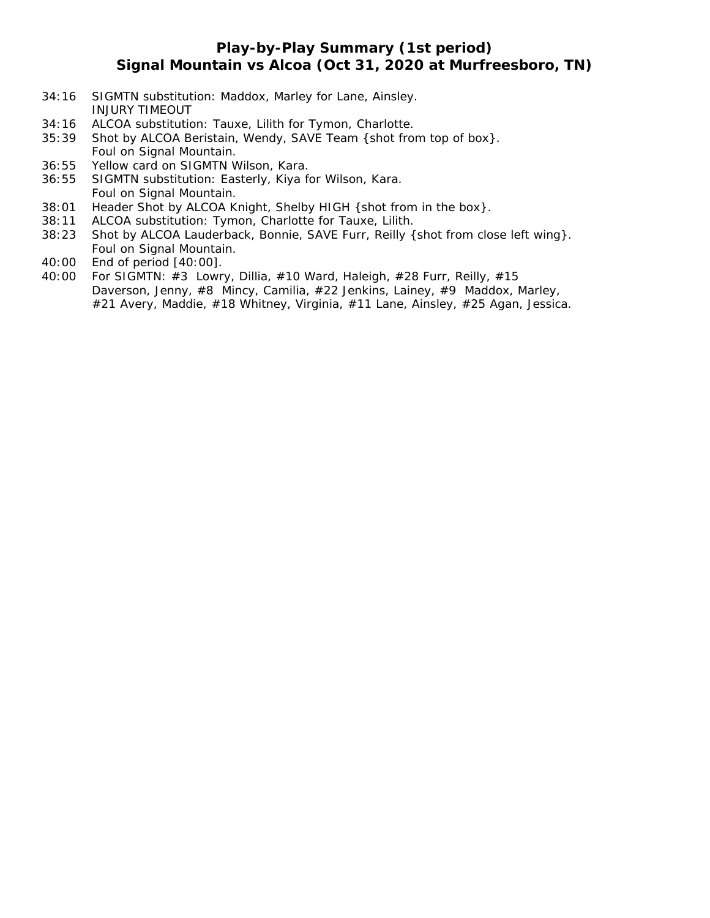## Play-by-Play Summary (1st period)
## Signal Mountain vs Alcoa (Oct 31, 2020 at Murfreesboro, TN)

34:16 SIGMTN substitution: Maddox, Marley for Lane, Ainsley.
INJURY TIMEOUT
34:16 ALCOA substitution: Tauxe, Lilith for Tymon, Charlotte.
35:39 Shot by ALCOA Beristain, Wendy, SAVE Team {shot from top of box}.
Foul on Signal Mountain.
36:55 Yellow card on SIGMTN Wilson, Kara.
36:55 SIGMTN substitution: Easterly, Kiya for Wilson, Kara.
Foul on Signal Mountain.
38:01 Header Shot by ALCOA Knight, Shelby HIGH {shot from in the box}.
38:11 ALCOA substitution: Tymon, Charlotte for Tauxe, Lilith.
38:23 Shot by ALCOA Lauderback, Bonnie, SAVE Furr, Reilly {shot from close left wing}.
Foul on Signal Mountain.
40:00 End of period [40:00].
40:00 For SIGMTN: #3 Lowry, Dillia, #10 Ward, Haleigh, #28 Furr, Reilly, #15 Daverson, Jenny, #8 Mincy, Camilia, #22 Jenkins, Lainey, #9 Maddox, Marley, #21 Avery, Maddie, #18 Whitney, Virginia, #11 Lane, Ainsley, #25 Agan, Jessica.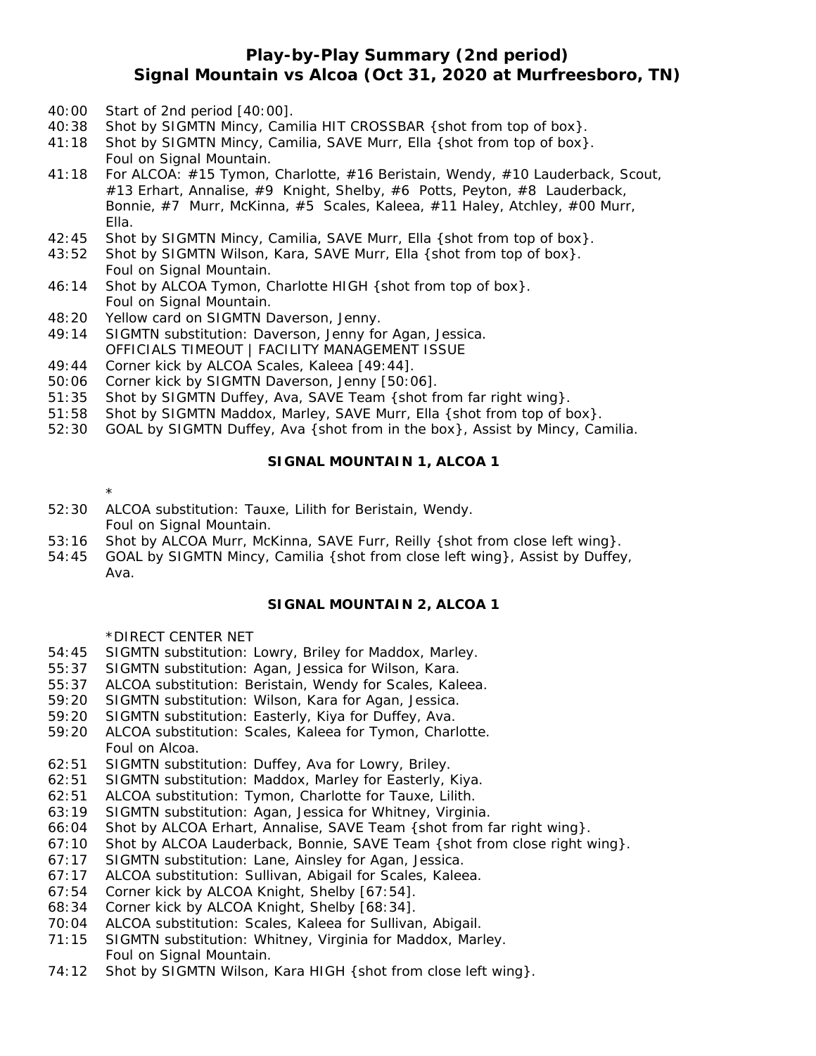## Play-by-Play Summary (2nd period)
## Signal Mountain vs Alcoa (Oct 31, 2020 at Murfreesboro, TN)

40:00 Start of 2nd period [40:00].
40:38 Shot by SIGMTN Mincy, Camilia HIT CROSSBAR {shot from top of box}.
41:18 Shot by SIGMTN Mincy, Camilia, SAVE Murr, Ella {shot from top of box}.
Foul on Signal Mountain.
41:18 For ALCOA: #15 Tymon, Charlotte, #16 Beristain, Wendy, #10 Lauderback, Scout, #13 Erhart, Annalise, #9 Knight, Shelby, #6 Potts, Peyton, #8 Lauderback, Bonnie, #7 Murr, McKinna, #5 Scales, Kaleea, #11 Haley, Atchley, #00 Murr, Ella.
42:45 Shot by SIGMTN Mincy, Camilia, SAVE Murr, Ella {shot from top of box}.
43:52 Shot by SIGMTN Wilson, Kara, SAVE Murr, Ella {shot from top of box}.
Foul on Signal Mountain.
46:14 Shot by ALCOA Tymon, Charlotte HIGH {shot from top of box}.
Foul on Signal Mountain.
48:20 Yellow card on SIGMTN Daverson, Jenny.
49:14 SIGMTN substitution: Daverson, Jenny for Agan, Jessica.
OFFICIALS TIMEOUT | FACILITY MANAGEMENT ISSUE
49:44 Corner kick by ALCOA Scales, Kaleea [49:44].
50:06 Corner kick by SIGMTN Daverson, Jenny [50:06].
51:35 Shot by SIGMTN Duffey, Ava, SAVE Team {shot from far right wing}.
51:58 Shot by SIGMTN Maddox, Marley, SAVE Murr, Ella {shot from top of box}.
52:30 GOAL by SIGMTN Duffey, Ava {shot from in the box}, Assist by Mincy, Camilia.

**SIGNAL MOUNTAIN 1, ALCOA 1**

*

52:30 ALCOA substitution: Tauxe, Lilith for Beristain, Wendy.
Foul on Signal Mountain.
53:16 Shot by ALCOA Murr, McKinna, SAVE Furr, Reilly {shot from close left wing}.
54:45 GOAL by SIGMTN Mincy, Camilia {shot from close left wing}, Assist by Duffey, Ava.

**SIGNAL MOUNTAIN 2, ALCOA 1**

*DIRECT CENTER NET

54:45 SIGMTN substitution: Lowry, Briley for Maddox, Marley.
55:37 SIGMTN substitution: Agan, Jessica for Wilson, Kara.
55:37 ALCOA substitution: Beristain, Wendy for Scales, Kaleea.
59:20 SIGMTN substitution: Wilson, Kara for Agan, Jessica.
59:20 SIGMTN substitution: Easterly, Kiya for Duffey, Ava.
59:20 ALCOA substitution: Scales, Kaleea for Tymon, Charlotte.
Foul on Alcoa.
62:51 SIGMTN substitution: Duffey, Ava for Lowry, Briley.
62:51 SIGMTN substitution: Maddox, Marley for Easterly, Kiya.
62:51 ALCOA substitution: Tymon, Charlotte for Tauxe, Lilith.
63:19 SIGMTN substitution: Agan, Jessica for Whitney, Virginia.
66:04 Shot by ALCOA Erhart, Annalise, SAVE Team {shot from far right wing}.
67:10 Shot by ALCOA Lauderback, Bonnie, SAVE Team {shot from close right wing}.
67:17 SIGMTN substitution: Lane, Ainsley for Agan, Jessica.
67:17 ALCOA substitution: Sullivan, Abigail for Scales, Kaleea.
67:54 Corner kick by ALCOA Knight, Shelby [67:54].
68:34 Corner kick by ALCOA Knight, Shelby [68:34].
70:04 ALCOA substitution: Scales, Kaleea for Sullivan, Abigail.
71:15 SIGMTN substitution: Whitney, Virginia for Maddox, Marley.
Foul on Signal Mountain.
74:12 Shot by SIGMTN Wilson, Kara HIGH {shot from close left wing}.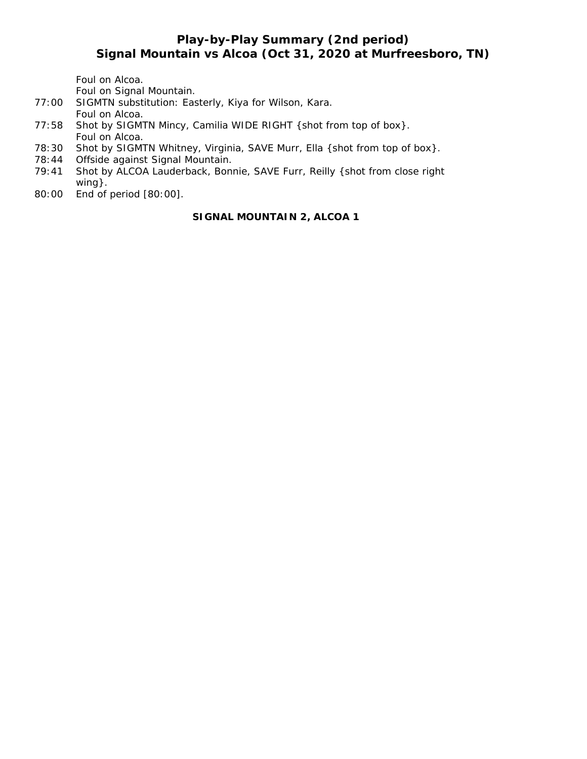## Play-by-Play Summary (2nd period)
## Signal Mountain vs Alcoa (Oct 31, 2020 at Murfreesboro, TN)

| | |
|---|---|
| | Foul on Alcoa. |
| | Foul on Signal Mountain. |
| 77:00 | SIGMTN substitution: Easterly, Kiya for Wilson, Kara. |
| | Foul on Alcoa. |
| 77:58 | Shot by SIGMTN Mincy, Camilia WIDE RIGHT {shot from top of box}. |
| | Foul on Alcoa. |
| 78:30 | Shot by SIGMTN Whitney, Virginia, SAVE Murr, Ella {shot from top of box}. |
| 78:44 | Offside against Signal Mountain. |
| 79:41 | Shot by ALCOA Lauderback, Bonnie, SAVE Furr, Reilly {shot from close right wing}. |
| 80:00 | End of period [80:00]. |

**SIGNAL MOUNTAIN 2, ALCOA 1**